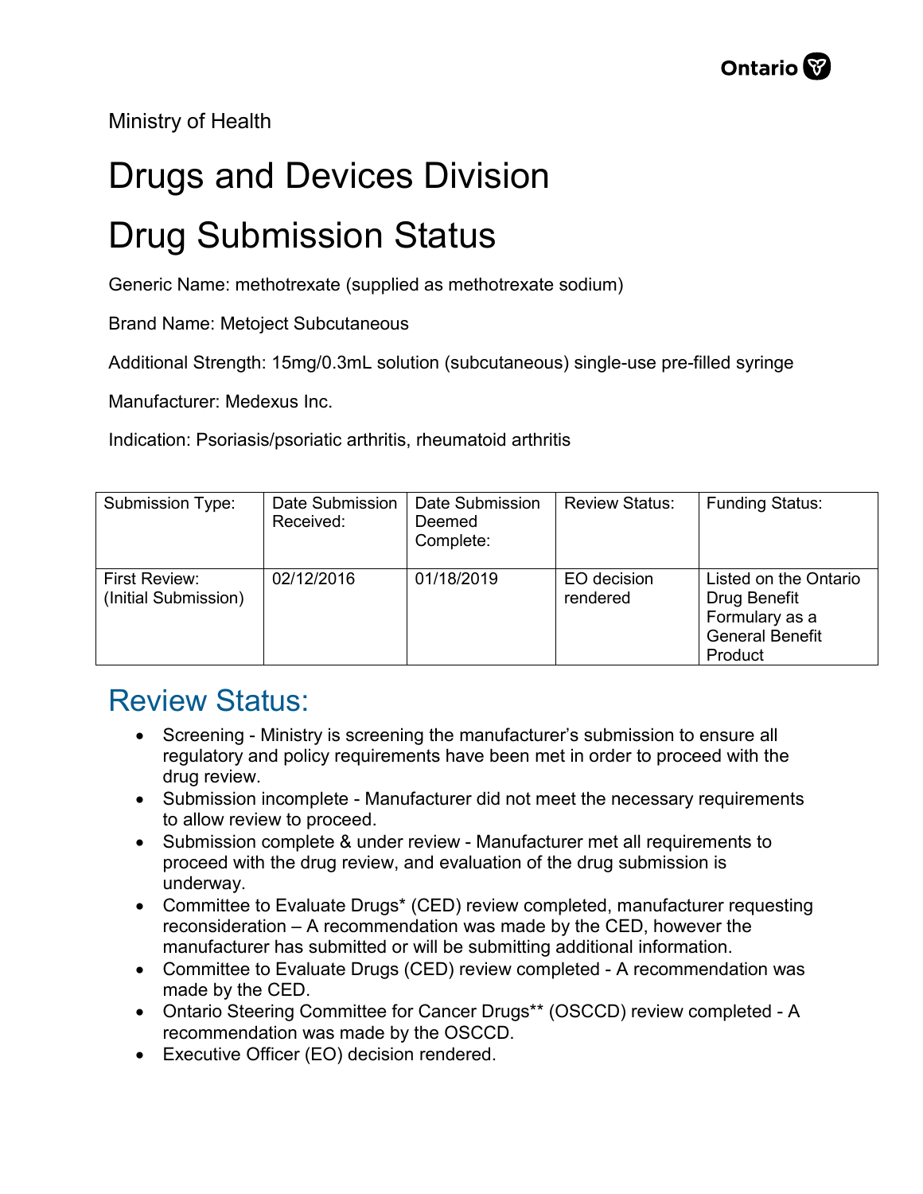Ministry of Health

# Drugs and Devices Division

# Drug Submission Status

Generic Name: methotrexate (supplied as methotrexate sodium)

Brand Name: Metoject Subcutaneous

Additional Strength: 15mg/0.3mL solution (subcutaneous) single-use pre-filled syringe

Manufacturer: Medexus Inc.

Indication: Psoriasis/psoriatic arthritis, rheumatoid arthritis

| Submission Type: | Date Submission Received: | Date Submission Deemed Complete: | Review Status: | Funding Status: |
|---|---|---|---|---|
| First Review: (Initial Submission) | 02/12/2016 | 01/18/2019 | EO decision rendered | Listed on the Ontario Drug Benefit Formulary as a General Benefit Product |

## Review Status:

- Screening - Ministry is screening the manufacturer's submission to ensure all regulatory and policy requirements have been met in order to proceed with the drug review.
- Submission incomplete - Manufacturer did not meet the necessary requirements to allow review to proceed.
- Submission complete & under review - Manufacturer met all requirements to proceed with the drug review, and evaluation of the drug submission is underway.
- Committee to Evaluate Drugs* (CED) review completed, manufacturer requesting reconsideration – A recommendation was made by the CED, however the manufacturer has submitted or will be submitting additional information.
- Committee to Evaluate Drugs (CED) review completed - A recommendation was made by the CED.
- Ontario Steering Committee for Cancer Drugs** (OSCCD) review completed - A recommendation was made by the OSCCD.
- Executive Officer (EO) decision rendered.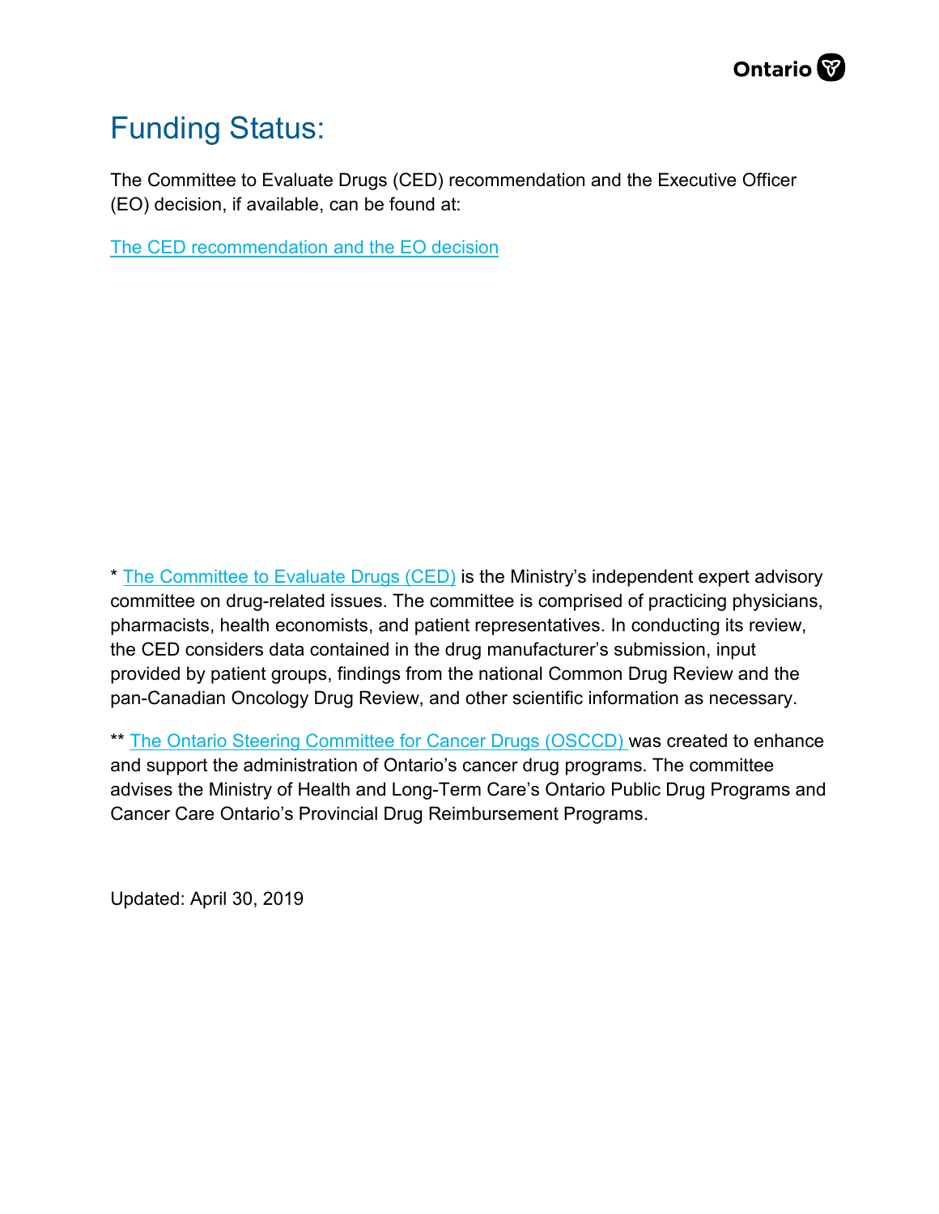# Funding Status:

The Committee to Evaluate Drugs (CED) recommendation and the Executive Officer (EO) decision, if available, can be found at:

The CED recommendation and the EO decision

* The Committee to Evaluate Drugs (CED) is the Ministry's independent expert advisory committee on drug-related issues. The committee is comprised of practicing physicians, pharmacists, health economists, and patient representatives. In conducting its review, the CED considers data contained in the drug manufacturer's submission, input provided by patient groups, findings from the national Common Drug Review and the pan-Canadian Oncology Drug Review, and other scientific information as necessary.

** The Ontario Steering Committee for Cancer Drugs (OSCCD) was created to enhance and support the administration of Ontario's cancer drug programs. The committee advises the Ministry of Health and Long-Term Care's Ontario Public Drug Programs and Cancer Care Ontario's Provincial Drug Reimbursement Programs.

Updated: April 30, 2019